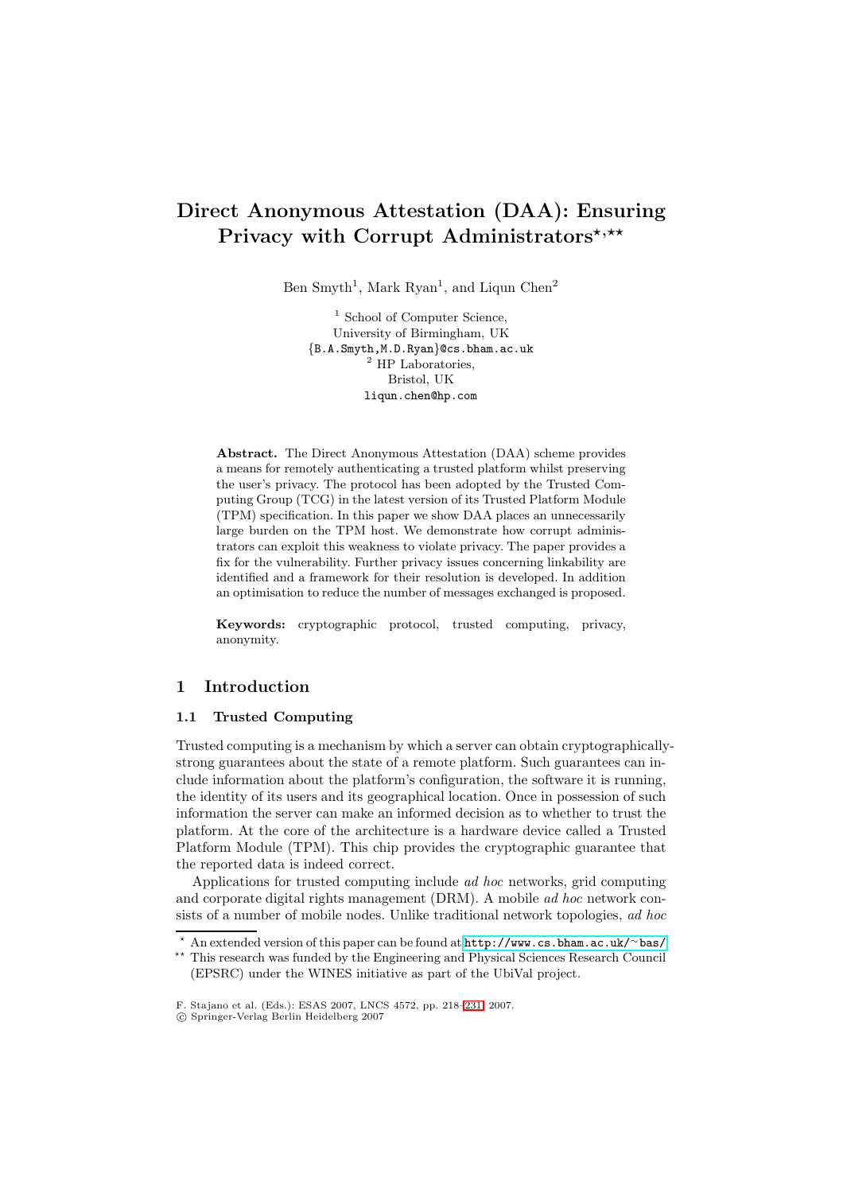# Direct Anonymous Attestation (DAA): Ensuring Privacy with Corrupt Administrators*,**

Ben Smyth[1], Mark Ryan[1], and Liqun Chen[2]

[1] School of Computer Science,
University of Birmingham, UK
{B.A.Smyth,M.D.Ryan}@cs.bham.ac.uk
[2] HP Laboratories,
Bristol, UK
liqun.chen@hp.com

**Abstract.** The Direct Anonymous Attestation (DAA) scheme provides a means for remotely authenticating a trusted platform whilst preserving the user's privacy. The protocol has been adopted by the Trusted Computing Group (TCG) in the latest version of its Trusted Platform Module (TPM) specification. In this paper we show DAA places an unnecessarily large burden on the TPM host. We demonstrate how corrupt administrators can exploit this weakness to violate privacy. The paper provides a fix for the vulnerability. Further privacy issues concerning linkability are identified and a framework for their resolution is developed. In addition an optimisation to reduce the number of messages exchanged is proposed.

**Keywords:** cryptographic protocol, trusted computing, privacy, anonymity.

## 1 Introduction

### 1.1 Trusted Computing

Trusted computing is a mechanism by which a server can obtain cryptographically-strong guarantees about the state of a remote platform. Such guarantees can include information about the platform's configuration, the software it is running, the identity of its users and its geographical location. Once in possession of such information the server can make an informed decision as to whether to trust the platform. At the core of the architecture is a hardware device called a Trusted Platform Module (TPM). This chip provides the cryptographic guarantee that the reported data is indeed correct.

Applications for trusted computing include *ad hoc* networks, grid computing and corporate digital rights management (DRM). A mobile *ad hoc* network consists of a number of mobile nodes. Unlike traditional network topologies, *ad hoc*

---

* An extended version of this paper can be found at http://www.cs.bham.ac.uk/~bas/

** This research was funded by the Engineering and Physical Sciences Research Council (EPSRC) under the WINES initiative as part of the UbiVal project.

F. Stajano et al. (Eds.): ESAS 2007, LNCS 4572, pp. 218–231, 2007.
© Springer-Verlag Berlin Heidelberg 2007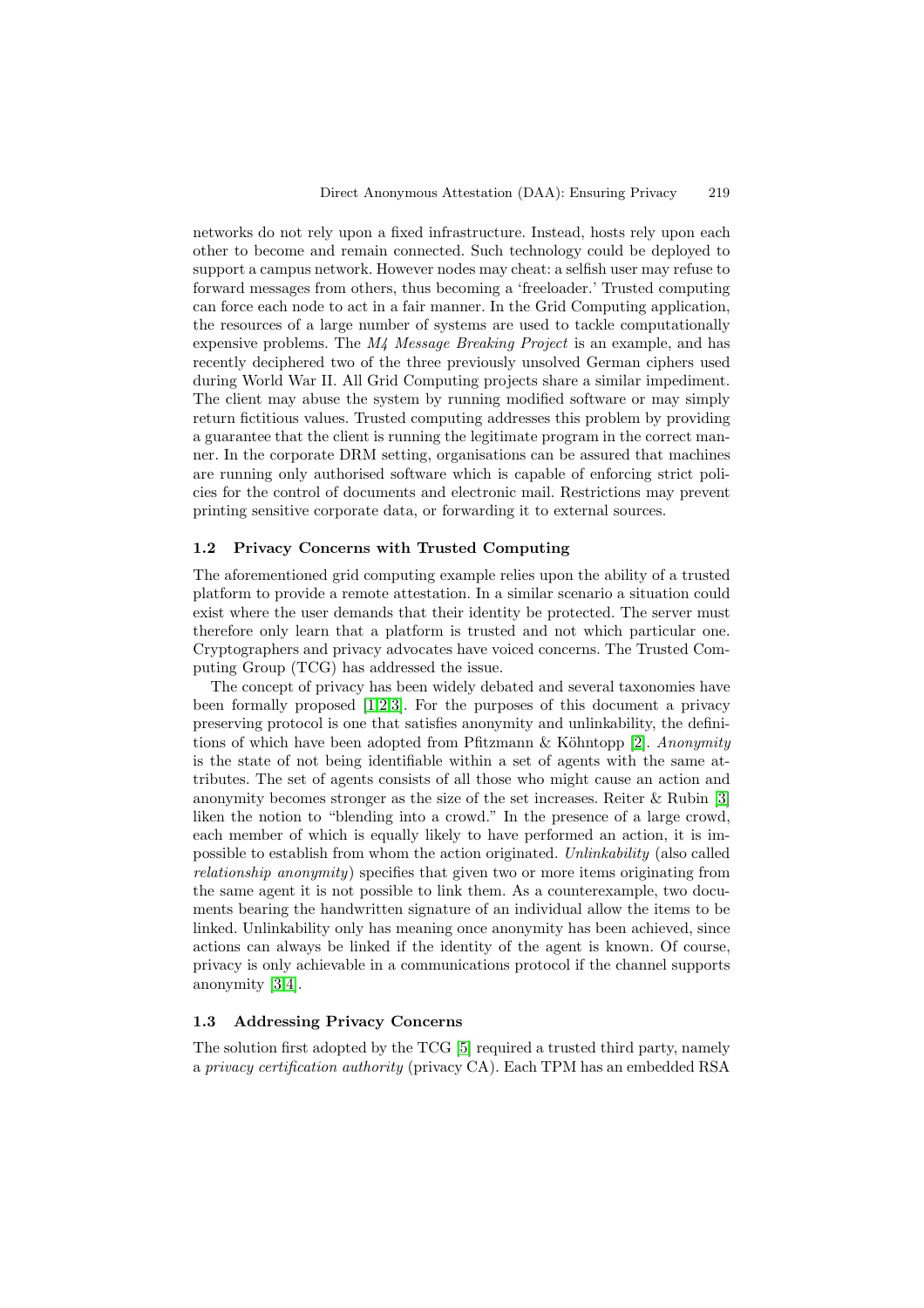networks do not rely upon a fixed infrastructure. Instead, hosts rely upon each other to become and remain connected. Such technology could be deployed to support a campus network. However nodes may cheat: a selfish user may refuse to forward messages from others, thus becoming a 'freeloader.' Trusted computing can force each node to act in a fair manner. In the Grid Computing application, the resources of a large number of systems are used to tackle computationally expensive problems. The *M4 Message Breaking Project* is an example, and has recently deciphered two of the three previously unsolved German ciphers used during World War II. All Grid Computing projects share a similar impediment. The client may abuse the system by running modified software or may simply return fictitious values. Trusted computing addresses this problem by providing a guarantee that the client is running the legitimate program in the correct manner. In the corporate DRM setting, organisations can be assured that machines are running only authorised software which is capable of enforcing strict policies for the control of documents and electronic mail. Restrictions may prevent printing sensitive corporate data, or forwarding it to external sources.

### 1.2 Privacy Concerns with Trusted Computing

The aforementioned grid computing example relies upon the ability of a trusted platform to provide a remote attestation. In a similar scenario a situation could exist where the user demands that their identity be protected. The server must therefore only learn that a platform is trusted and not which particular one. Cryptographers and privacy advocates have voiced concerns. The Trusted Computing Group (TCG) has addressed the issue.

The concept of privacy has been widely debated and several taxonomies have been formally proposed [1,2,3]. For the purposes of this document a privacy preserving protocol is one that satisfies anonymity and unlinkability, the definitions of which have been adopted from Pfitzmann & Köhntopp [2]. *Anonymity* is the state of not being identifiable within a set of agents with the same attributes. The set of agents consists of all those who might cause an action and anonymity becomes stronger as the size of the set increases. Reiter & Rubin [3] liken the notion to "blending into a crowd." In the presence of a large crowd, each member of which is equally likely to have performed an action, it is impossible to establish from whom the action originated. *Unlinkability* (also called *relationship anonymity*) specifies that given two or more items originating from the same agent it is not possible to link them. As a counterexample, two documents bearing the handwritten signature of an individual allow the items to be linked. Unlinkability only has meaning once anonymity has been achieved, since actions can always be linked if the identity of the agent is known. Of course, privacy is only achievable in a communications protocol if the channel supports anonymity [3,4].

### 1.3 Addressing Privacy Concerns

The solution first adopted by the TCG [5] required a trusted third party, namely a *privacy certification authority* (privacy CA). Each TPM has an embedded RSA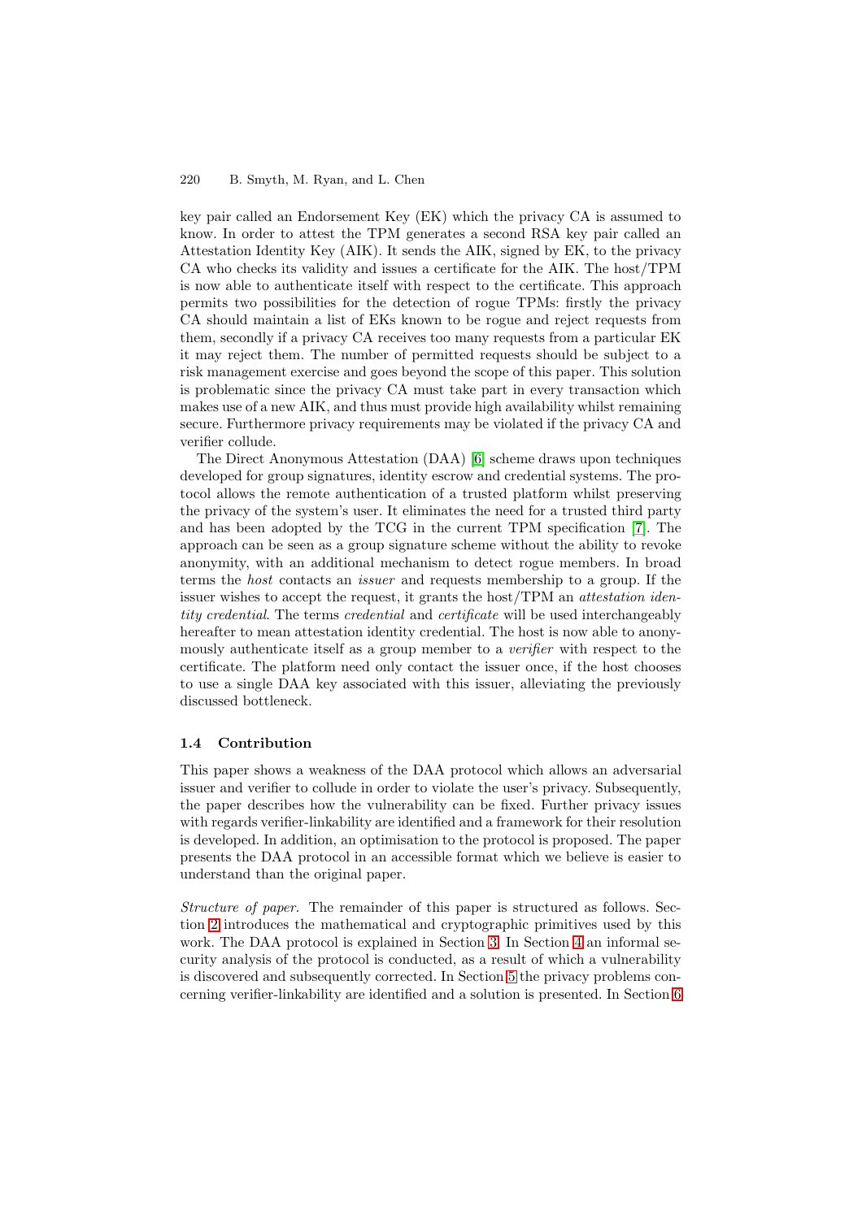key pair called an Endorsement Key (EK) which the privacy CA is assumed to know. In order to attest the TPM generates a second RSA key pair called an Attestation Identity Key (AIK). It sends the AIK, signed by EK, to the privacy CA who checks its validity and issues a certificate for the AIK. The host/TPM is now able to authenticate itself with respect to the certificate. This approach permits two possibilities for the detection of rogue TPMs: firstly the privacy CA should maintain a list of EKs known to be rogue and reject requests from them, secondly if a privacy CA receives too many requests from a particular EK it may reject them. The number of permitted requests should be subject to a risk management exercise and goes beyond the scope of this paper. This solution is problematic since the privacy CA must take part in every transaction which makes use of a new AIK, and thus must provide high availability whilst remaining secure. Furthermore privacy requirements may be violated if the privacy CA and verifier collude.

The Direct Anonymous Attestation (DAA) [6] scheme draws upon techniques developed for group signatures, identity escrow and credential systems. The protocol allows the remote authentication of a trusted platform whilst preserving the privacy of the system's user. It eliminates the need for a trusted third party and has been adopted by the TCG in the current TPM specification [7]. The approach can be seen as a group signature scheme without the ability to revoke anonymity, with an additional mechanism to detect rogue members. In broad terms the *host* contacts an *issuer* and requests membership to a group. If the issuer wishes to accept the request, it grants the host/TPM an *attestation identity credential*. The terms *credential* and *certificate* will be used interchangeably hereafter to mean attestation identity credential. The host is now able to anonymously authenticate itself as a group member to a *verifier* with respect to the certificate. The platform need only contact the issuer once, if the host chooses to use a single DAA key associated with this issuer, alleviating the previously discussed bottleneck.

### 1.4 Contribution

This paper shows a weakness of the DAA protocol which allows an adversarial issuer and verifier to collude in order to violate the user's privacy. Subsequently, the paper describes how the vulnerability can be fixed. Further privacy issues with regards verifier-linkability are identified and a framework for their resolution is developed. In addition, an optimisation to the protocol is proposed. The paper presents the DAA protocol in an accessible format which we believe is easier to understand than the original paper.

*Structure of paper.* The remainder of this paper is structured as follows. Section 2 introduces the mathematical and cryptographic primitives used by this work. The DAA protocol is explained in Section 3. In Section 4 an informal security analysis of the protocol is conducted, as a result of which a vulnerability is discovered and subsequently corrected. In Section 5 the privacy problems concerning verifier-linkability are identified and a solution is presented. In Section 6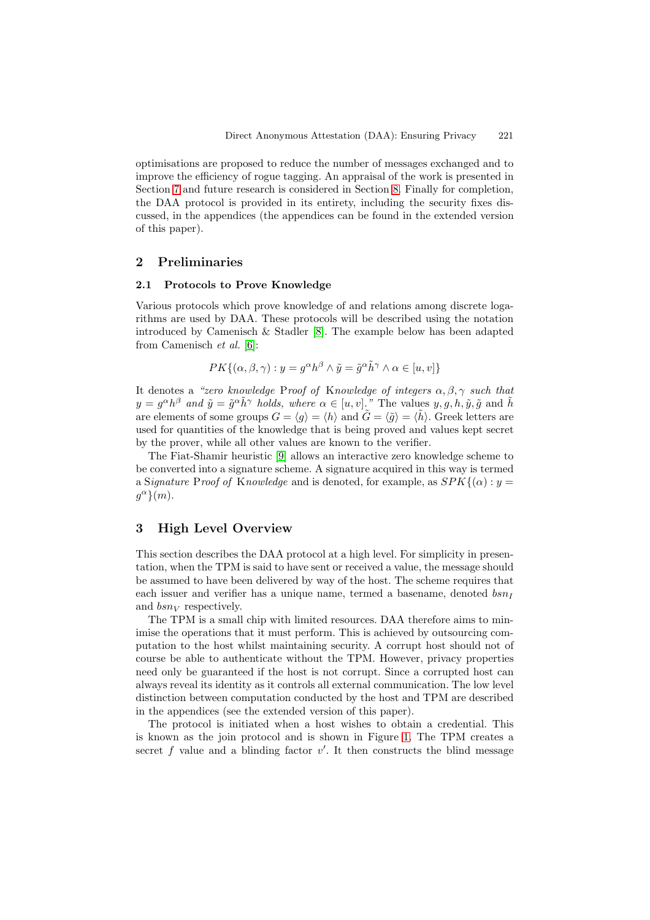optimisations are proposed to reduce the number of messages exchanged and to improve the efficiency of rogue tagging. An appraisal of the work is presented in Section 7 and future research is considered in Section 8. Finally for completion, the DAA protocol is provided in its entirety, including the security fixes discussed, in the appendices (the appendices can be found in the extended version of this paper).

## 2 Preliminaries

### 2.1 Protocols to Prove Knowledge

Various protocols which prove knowledge of and relations among discrete logarithms are used by DAA. These protocols will be described using the notation introduced by Camenisch & Stadler [8]. The example below has been adapted from Camenisch *et al.* [6]:

$$PK\{(\alpha, \beta, \gamma) : y = g^{\alpha}h^{\beta} \wedge \tilde{y} = \tilde{g}^{\alpha}\tilde{h}^{\gamma} \wedge \alpha \in [u, v]\}$$

It denotes a *"zero knowledge* P*roof of* K*nowledge of integers* $\alpha, \beta, \gamma$ *such that* $y = g^{\alpha}h^{\beta}$ *and* $\tilde{y} = \tilde{g}^{\alpha}\tilde{h}^{\gamma}$ *holds, where* $\alpha \in [u, v]$*."* The values $y, g, h, \tilde{y}, \tilde{g}$ and $\tilde{h}$ are elements of some groups $G = \langle g \rangle = \langle h \rangle$ and $\tilde{G} = \langle \tilde{g} \rangle = \langle \tilde{h} \rangle$. Greek letters are used for quantities of the knowledge that is being proved and values kept secret by the prover, while all other values are known to the verifier.

The Fiat-Shamir heuristic [9] allows an interactive zero knowledge scheme to be converted into a signature scheme. A signature acquired in this way is termed a S*ignature* P*roof of* K*nowledge* and is denoted, for example, as $SPK\{(\alpha) : y = g^{\alpha}\}(m)$.

## 3 High Level Overview

This section describes the DAA protocol at a high level. For simplicity in presentation, when the TPM is said to have sent or received a value, the message should be assumed to have been delivered by way of the host. The scheme requires that each issuer and verifier has a unique name, termed a basename, denoted $bsn_I$ and $bsn_V$ respectively.

The TPM is a small chip with limited resources. DAA therefore aims to minimise the operations that it must perform. This is achieved by outsourcing computation to the host whilst maintaining security. A corrupt host should not of course be able to authenticate without the TPM. However, privacy properties need only be guaranteed if the host is not corrupt. Since a corrupted host can always reveal its identity as it controls all external communication. The low level distinction between computation conducted by the host and TPM are described in the appendices (see the extended version of this paper).

The protocol is initiated when a host wishes to obtain a credential. This is known as the join protocol and is shown in Figure 1. The TPM creates a secret $f$ value and a blinding factor $v'$. It then constructs the blind message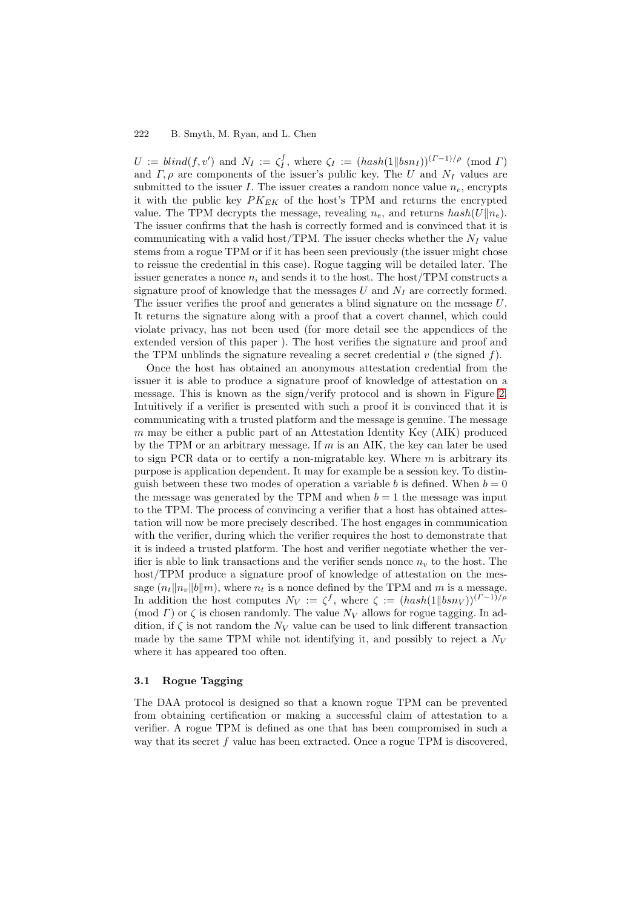$U := blind(f, v')$ and $N_I := \zeta_I^f$, where $\zeta_I := (hash(1\|bsn_I))^{(\Gamma-1)/\rho} \pmod{\Gamma}$ and $\Gamma, \rho$ are components of the issuer's public key. The $U$ and $N_I$ values are submitted to the issuer $I$. The issuer creates a random nonce value $n_e$, encrypts it with the public key $PK_{EK}$ of the host's TPM and returns the encrypted value. The TPM decrypts the message, revealing $n_e$, and returns $hash(U\|n_e)$. The issuer confirms that the hash is correctly formed and is convinced that it is communicating with a valid host/TPM. The issuer checks whether the $N_I$ value stems from a rogue TPM or if it has been seen previously (the issuer might chose to reissue the credential in this case). Rogue tagging will be detailed later. The issuer generates a nonce $n_i$ and sends it to the host. The host/TPM constructs a signature proof of knowledge that the messages $U$ and $N_I$ are correctly formed. The issuer verifies the proof and generates a blind signature on the message $U$. It returns the signature along with a proof that a covert channel, which could violate privacy, has not been used (for more detail see the appendices of the extended version of this paper ). The host verifies the signature and proof and the TPM unblinds the signature revealing a secret credential $v$ (the signed $f$).

Once the host has obtained an anonymous attestation credential from the issuer it is able to produce a signature proof of knowledge of attestation on a message. This is known as the sign/verify protocol and is shown in Figure 2. Intuitively if a verifier is presented with such a proof it is convinced that it is communicating with a trusted platform and the message is genuine. The message $m$ may be either a public part of an Attestation Identity Key (AIK) produced by the TPM or an arbitrary message. If $m$ is an AIK, the key can later be used to sign PCR data or to certify a non-migratable key. Where $m$ is arbitrary its purpose is application dependent. It may for example be a session key. To distinguish between these two modes of operation a variable $b$ is defined. When $b = 0$ the message was generated by the TPM and when $b = 1$ the message was input to the TPM. The process of convincing a verifier that a host has obtained attestation will now be more precisely described. The host engages in communication with the verifier, during which the verifier requires the host to demonstrate that it is indeed a trusted platform. The host and verifier negotiate whether the verifier is able to link transactions and the verifier sends nonce $n_v$ to the host. The host/TPM produce a signature proof of knowledge of attestation on the message $(n_t\|n_v\|b\|m)$, where $n_t$ is a nonce defined by the TPM and $m$ is a message. In addition the host computes $N_V := \zeta^f$, where $\zeta := (hash(1\|bsn_V))^{(\Gamma-1)/\rho} \pmod{\Gamma}$ or $\zeta$ is chosen randomly. The value $N_V$ allows for rogue tagging. In addition, if $\zeta$ is not random the $N_V$ value can be used to link different transaction made by the same TPM while not identifying it, and possibly to reject a $N_V$ where it has appeared too often.

### 3.1 Rogue Tagging

The DAA protocol is designed so that a known rogue TPM can be prevented from obtaining certification or making a successful claim of attestation to a verifier. A rogue TPM is defined as one that has been compromised in such a way that its secret $f$ value has been extracted. Once a rogue TPM is discovered,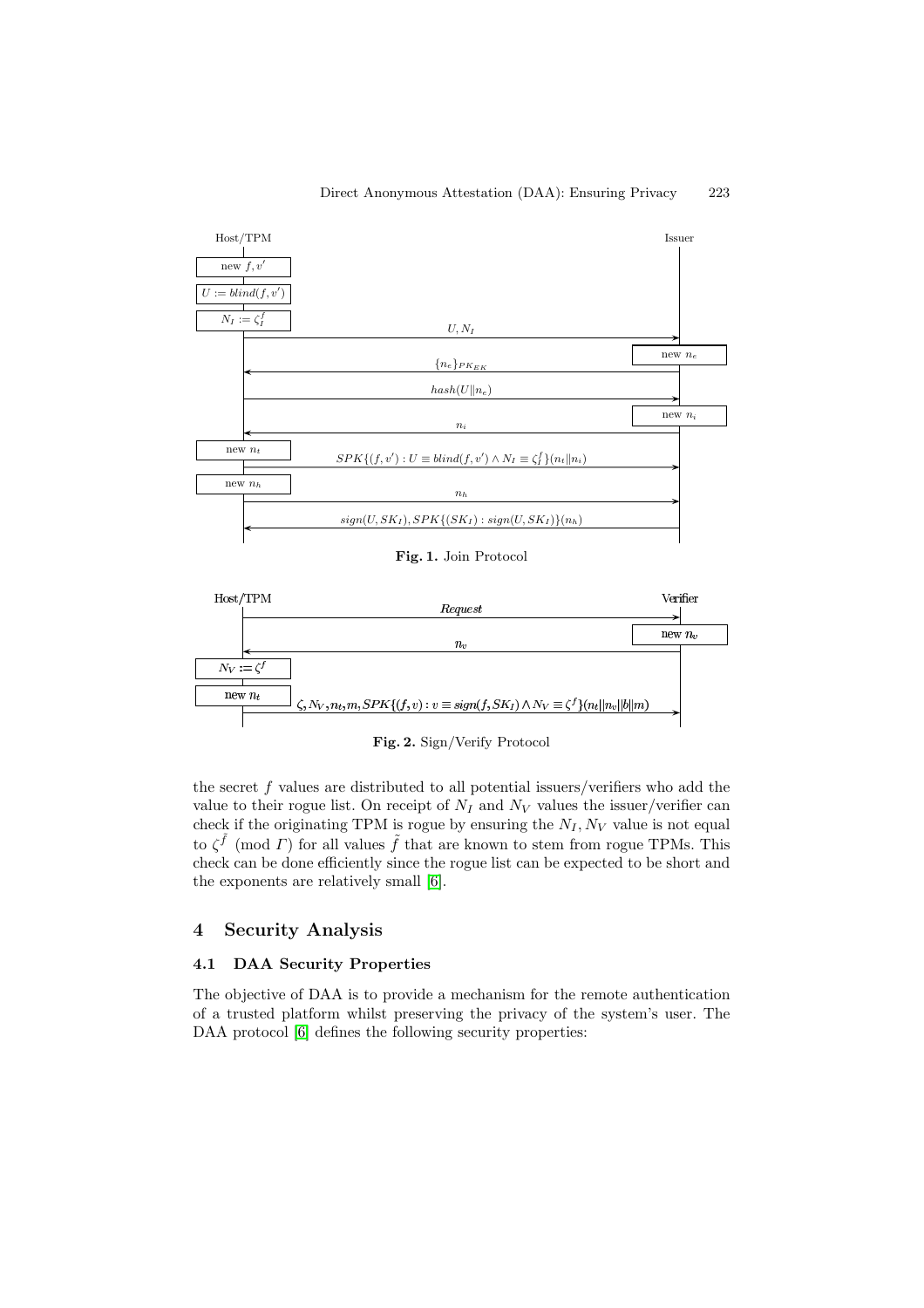Fig. 1. Join Protocol

Fig. 2. Sign/Verify Protocol

the secret $f$ values are distributed to all potential issuers/verifiers who add the value to their rogue list. On receipt of $N_I$ and $N_V$ values the issuer/verifier can check if the originating TPM is rogue by ensuring the $N_I, N_V$ value is not equal to $\zeta^{\tilde{f}} \pmod{\Gamma}$ for all values $\tilde{f}$ that are known to stem from rogue TPMs. This check can be done efficiently since the rogue list can be expected to be short and the exponents are relatively small [6].

## 4 Security Analysis

### 4.1 DAA Security Properties

The objective of DAA is to provide a mechanism for the remote authentication of a trusted platform whilst preserving the privacy of the system's user. The DAA protocol [6] defines the following security properties: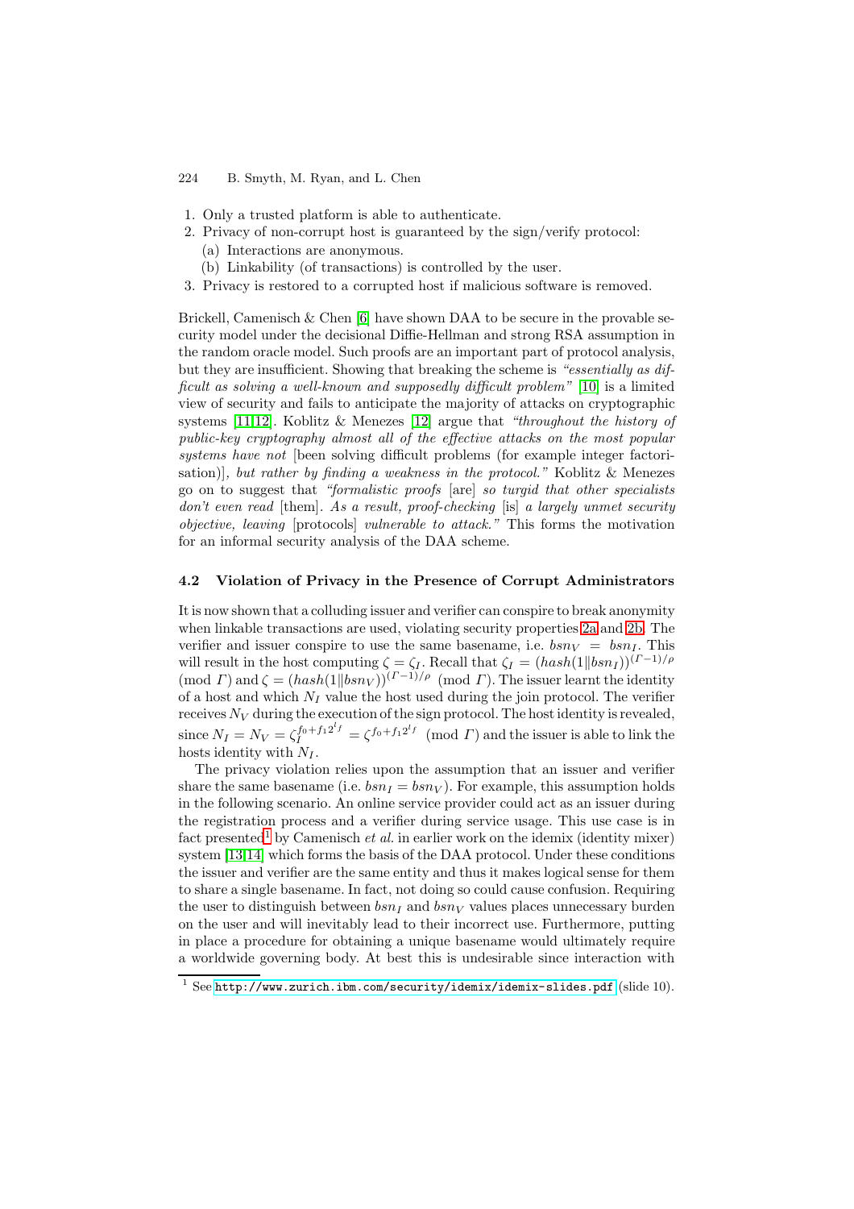1. Only a trusted platform is able to authenticate.
2. Privacy of non-corrupt host is guaranteed by the sign/verify protocol:
   (a) Interactions are anonymous.
   (b) Linkability (of transactions) is controlled by the user.
3. Privacy is restored to a corrupted host if malicious software is removed.

Brickell, Camenisch & Chen [6] have shown DAA to be secure in the provable security model under the decisional Diffie-Hellman and strong RSA assumption in the random oracle model. Such proofs are an important part of protocol analysis, but they are insufficient. Showing that breaking the scheme is *"essentially as difficult as solving a well-known and supposedly difficult problem"* [10] is a limited view of security and fails to anticipate the majority of attacks on cryptographic systems [11,12]. Koblitz & Menezes [12] argue that *"throughout the history of public-key cryptography almost all of the effective attacks on the most popular systems have not* [been solving difficult problems (for example integer factorisation)]*, but rather by finding a weakness in the protocol."* Koblitz & Menezes go on to suggest that *"formalistic proofs* [are] *so turgid that other specialists don't even read* [them]. *As a result, proof-checking* [is] *a largely unmet security objective, leaving* [protocols] *vulnerable to attack."* This forms the motivation for an informal security analysis of the DAA scheme.

### 4.2 Violation of Privacy in the Presence of Corrupt Administrators

It is now shown that a colluding issuer and verifier can conspire to break anonymity when linkable transactions are used, violating security properties 2a and 2b. The verifier and issuer conspire to use the same basename, i.e. $bsn_V = bsn_I$. This will result in the host computing $\zeta = \zeta_I$. Recall that $\zeta_I = (hash(1\|bsn_I))^{(\Gamma-1)/\rho} \pmod{\Gamma}$ and $\zeta = (hash(1\|bsn_V))^{(\Gamma-1)/\rho} \pmod{\Gamma}$. The issuer learnt the identity of a host and which $N_I$ value the host used during the join protocol. The verifier receives $N_V$ during the execution of the sign protocol. The host identity is revealed, since $N_I = N_V = \zeta_I^{f_0+f_1 2^{l_f}} = \zeta^{f_0+f_1 2^{l_f}} \pmod{\Gamma}$ and the issuer is able to link the hosts identity with $N_I$.

The privacy violation relies upon the assumption that an issuer and verifier share the same basename (i.e. $bsn_I = bsn_V$). For example, this assumption holds in the following scenario. An online service provider could act as an issuer during the registration process and a verifier during service usage. This use case is in fact presented[1] by Camenisch *et al.* in earlier work on the idemix (identity mixer) system [13,14] which forms the basis of the DAA protocol. Under these conditions the issuer and verifier are the same entity and thus it makes logical sense for them to share a single basename. In fact, not doing so could cause confusion. Requiring the user to distinguish between $bsn_I$ and $bsn_V$ values places unnecessary burden on the user and will inevitably lead to their incorrect use. Furthermore, putting in place a procedure for obtaining a unique basename would ultimately require a worldwide governing body. At best this is undesirable since interaction with

[1] See http://www.zurich.ibm.com/security/idemix/idemix-slides.pdf (slide 10).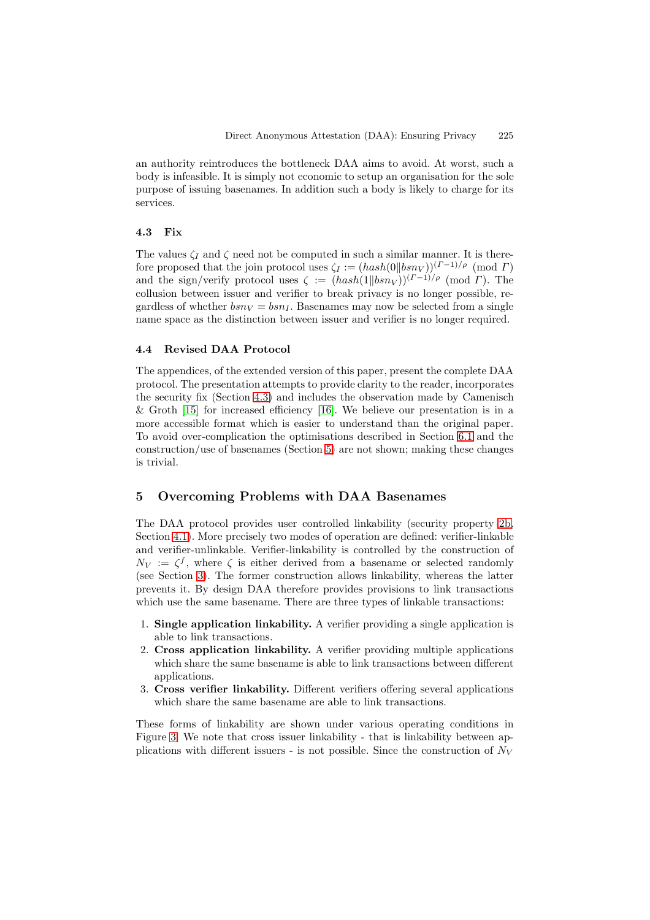an authority reintroduces the bottleneck DAA aims to avoid. At worst, such a body is infeasible. It is simply not economic to setup an organisation for the sole purpose of issuing basenames. In addition such a body is likely to charge for its services.

### 4.3 Fix

The values $\zeta_I$ and $\zeta$ need not be computed in such a similar manner. It is therefore proposed that the join protocol uses $\zeta_I := (hash(0\|bsn_V))^{(\Gamma-1)/\rho} \pmod{\Gamma}$ and the sign/verify protocol uses $\zeta := (hash(1\|bsn_V))^{(\Gamma-1)/\rho} \pmod{\Gamma}$. The collusion between issuer and verifier to break privacy is no longer possible, regardless of whether $bsn_V = bsn_I$. Basenames may now be selected from a single name space as the distinction between issuer and verifier is no longer required.

### 4.4 Revised DAA Protocol

The appendices, of the extended version of this paper, present the complete DAA protocol. The presentation attempts to provide clarity to the reader, incorporates the security fix (Section 4.3) and includes the observation made by Camenisch & Groth [15] for increased efficiency [16]. We believe our presentation is in a more accessible format which is easier to understand than the original paper. To avoid over-complication the optimisations described in Section 6.1 and the construction/use of basenames (Section 5) are not shown; making these changes is trivial.

## 5 Overcoming Problems with DAA Basenames

The DAA protocol provides user controlled linkability (security property 2b, Section 4.1). More precisely two modes of operation are defined: verifier-linkable and verifier-unlinkable. Verifier-linkability is controlled by the construction of $N_V := \zeta^f$, where $\zeta$ is either derived from a basename or selected randomly (see Section 3). The former construction allows linkability, whereas the latter prevents it. By design DAA therefore provides provisions to link transactions which use the same basename. There are three types of linkable transactions:

1. **Single application linkability.** A verifier providing a single application is able to link transactions.
2. **Cross application linkability.** A verifier providing multiple applications which share the same basename is able to link transactions between different applications.
3. **Cross verifier linkability.** Different verifiers offering several applications which share the same basename are able to link transactions.

These forms of linkability are shown under various operating conditions in Figure 3. We note that cross issuer linkability - that is linkability between applications with different issuers - is not possible. Since the construction of $N_V$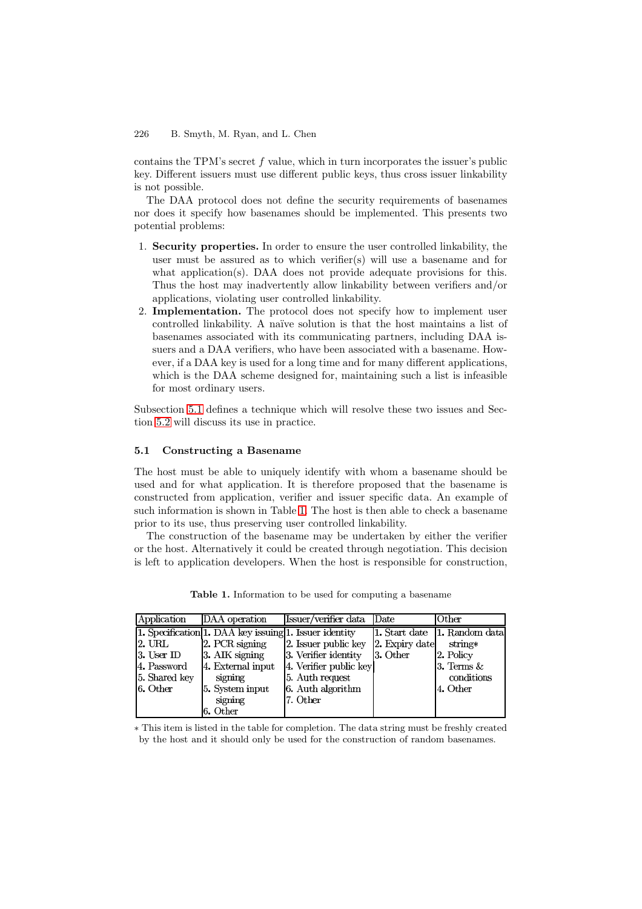contains the TPM's secret $f$ value, which in turn incorporates the issuer's public key. Different issuers must use different public keys, thus cross issuer linkability is not possible.

The DAA protocol does not define the security requirements of basenames nor does it specify how basenames should be implemented. This presents two potential problems:

1. **Security properties.** In order to ensure the user controlled linkability, the user must be assured as to which verifier(s) will use a basename and for what application(s). DAA does not provide adequate provisions for this. Thus the host may inadvertently allow linkability between verifiers and/or applications, violating user controlled linkability.
2. **Implementation.** The protocol does not specify how to implement user controlled linkability. A naïve solution is that the host maintains a list of basenames associated with its communicating partners, including DAA issuers and a DAA verifiers, who have been associated with a basename. However, if a DAA key is used for a long time and for many different applications, which is the DAA scheme designed for, maintaining such a list is infeasible for most ordinary users.

Subsection 5.1 defines a technique which will resolve these two issues and Section 5.2 will discuss its use in practice.

### 5.1 Constructing a Basename

The host must be able to uniquely identify with whom a basename should be used and for what application. It is therefore proposed that the basename is constructed from application, verifier and issuer specific data. An example of such information is shown in Table 1. The host is then able to check a basename prior to its use, thus preserving user controlled linkability.

The construction of the basename may be undertaken by either the verifier or the host. Alternatively it could be created through negotiation. This decision is left to application developers. When the host is responsible for construction,

**Table 1.** Information to be used for computing a basename

| Application | DAA operation | Issuer/verifier data | Date | Other |
|---|---|---|---|---|
| 1. Specification | 1. DAA key issuing | 1. Issuer identity | 1. Start date | 1. Random data string* |
| 2. URL | 2. PCR signing | 2. Issuer public key | 2. Expiry date | 2. Policy |
| 3. User ID | 3. AIK signing | 3. Verifier identity | 3. Other | 3. Terms & conditions |
| 4. Password | 4. External input signing | 4. Verifier public key | | 4. Other |
| 5. Shared key | 5. System input signing | 5. Auth request | | |
| 6. Other | 6. Other | 6. Auth algorithm | | |
| | | 7. Other | | |

* This item is listed in the table for completion. The data string must be freshly created by the host and it should only be used for the construction of random basenames.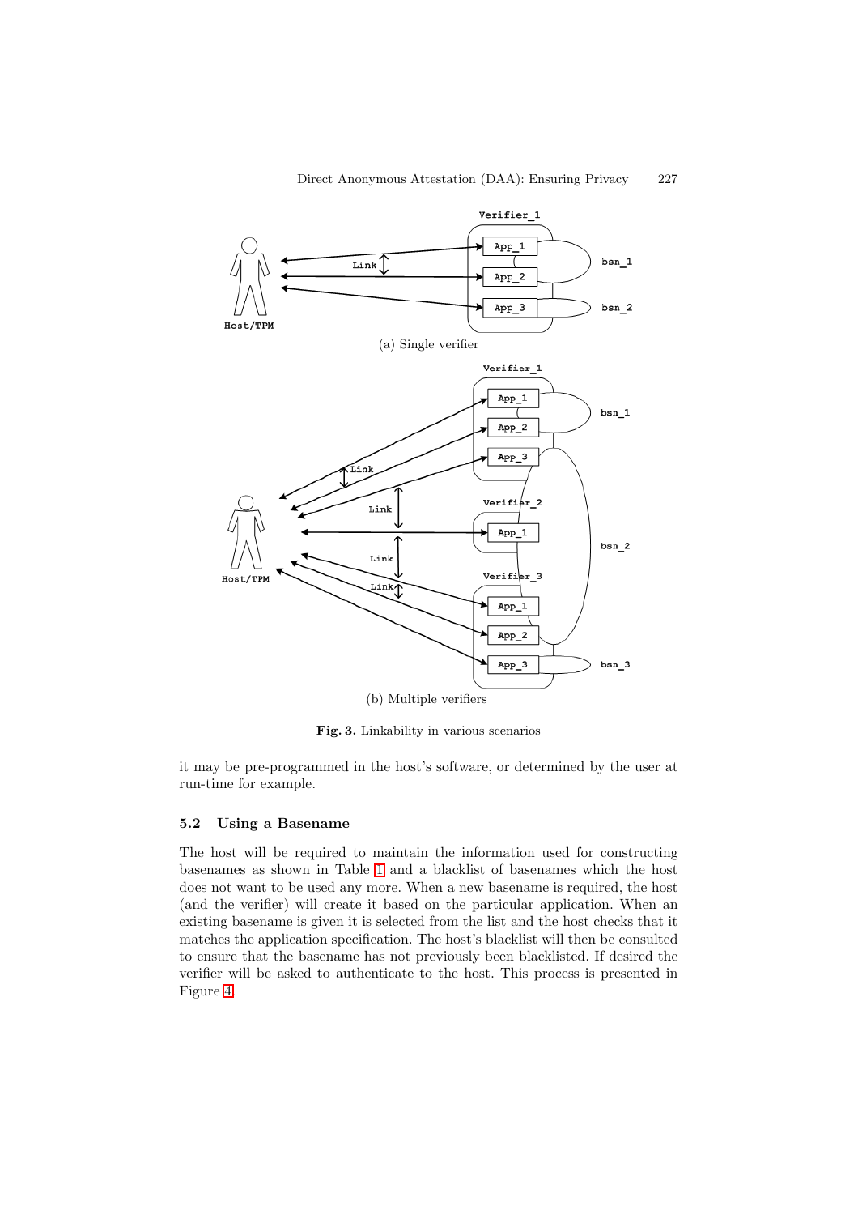(a) Single verifier

(b) Multiple verifiers

**Fig. 3.** Linkability in various scenarios

it may be pre-programmed in the host's software, or determined by the user at run-time for example.

### 5.2 Using a Basename

The host will be required to maintain the information used for constructing basenames as shown in Table 1 and a blacklist of basenames which the host does not want to be used any more. When a new basename is required, the host (and the verifier) will create it based on the particular application. When an existing basename is given it is selected from the list and the host checks that it matches the application specification. The host's blacklist will then be consulted to ensure that the basename has not previously been blacklisted. If desired the verifier will be asked to authenticate to the host. This process is presented in Figure 4.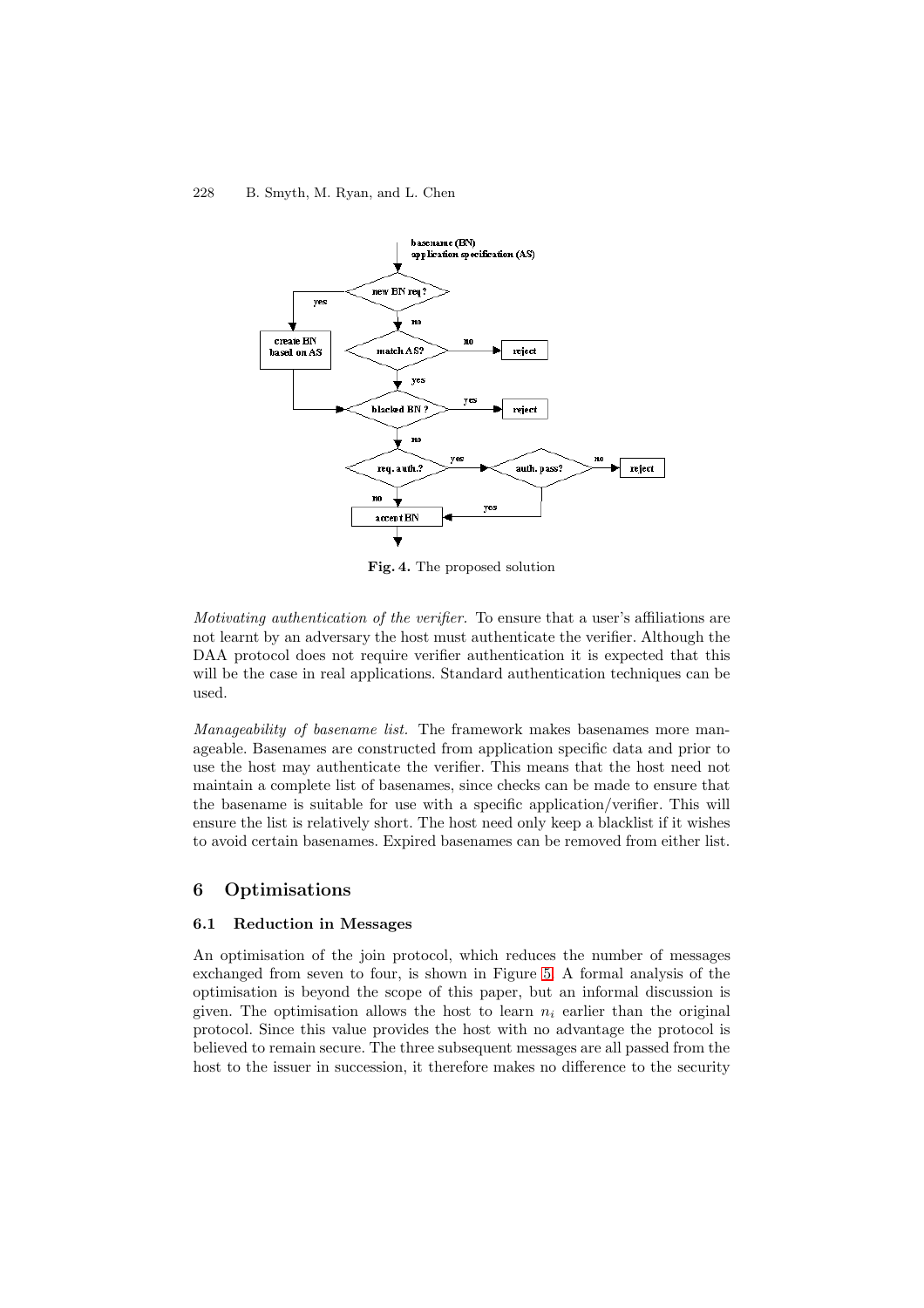Fig. 4. The proposed solution

*Motivating authentication of the verifier.* To ensure that a user's affiliations are not learnt by an adversary the host must authenticate the verifier. Although the DAA protocol does not require verifier authentication it is expected that this will be the case in real applications. Standard authentication techniques can be used.

*Manageability of basename list.* The framework makes basenames more manageable. Basenames are constructed from application specific data and prior to use the host may authenticate the verifier. This means that the host need not maintain a complete list of basenames, since checks can be made to ensure that the basename is suitable for use with a specific application/verifier. This will ensure the list is relatively short. The host need only keep a blacklist if it wishes to avoid certain basenames. Expired basenames can be removed from either list.

## 6 Optimisations

### 6.1 Reduction in Messages

An optimisation of the join protocol, which reduces the number of messages exchanged from seven to four, is shown in Figure 5. A formal analysis of the optimisation is beyond the scope of this paper, but an informal discussion is given. The optimisation allows the host to learn $n_i$ earlier than the original protocol. Since this value provides the host with no advantage the protocol is believed to remain secure. The three subsequent messages are all passed from the host to the issuer in succession, it therefore makes no difference to the security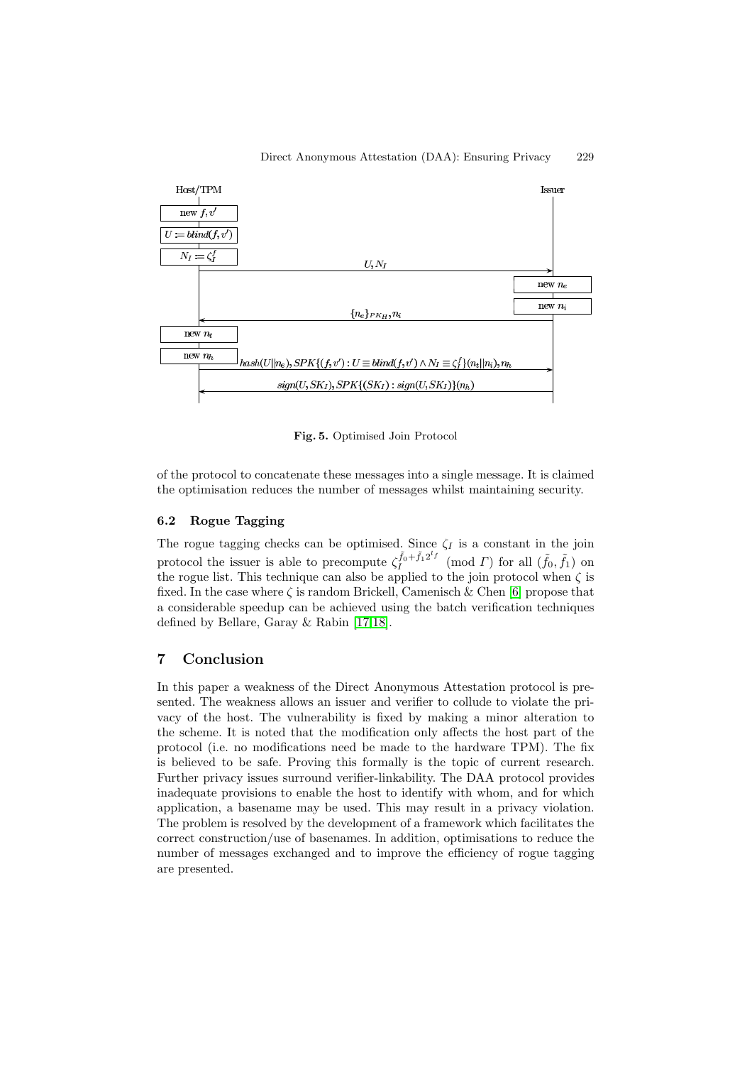Host/TPM — Issuer

- Host/TPM: new $f, v'$
- Host/TPM: $U := blind(f, v')$
- Host/TPM: $N_I := \zeta_I^f$
- Host/TPM → Issuer: $U, N_I$
- Issuer: new $n_e$
- Issuer: new $n_i$
- Issuer → Host/TPM: $\{n_e\}_{PK_H}, n_i$
- Host/TPM: new $n_t$
- Host/TPM: new $n_h$
- Host/TPM → Issuer: $hash(U||n_e), SPK\{(f, v') : U \equiv blind(f, v') \wedge N_I \equiv \zeta_I^f\}(n_t||n_i), n_h$
- Issuer → Host/TPM: $sign(U, SK_I), SPK\{(SK_I) : sign(U, SK_I)\}(n_h)$

**Fig. 5.** Optimised Join Protocol

of the protocol to concatenate these messages into a single message. It is claimed the optimisation reduces the number of messages whilst maintaining security.

### 6.2 Rogue Tagging

The rogue tagging checks can be optimised. Since $\zeta_I$ is a constant in the join protocol the issuer is able to precompute $\zeta_I^{\tilde{f}_0 + \tilde{f}_1 2^{\ell_f}} \pmod{\Gamma}$ for all $(\tilde{f}_0, \tilde{f}_1)$ on the rogue list. This technique can also be applied to the join protocol when $\zeta$ is fixed. In the case where $\zeta$ is random Brickell, Camenisch & Chen [6] propose that a considerable speedup can be achieved using the batch verification techniques defined by Bellare, Garay & Rabin [17,18].

## 7 Conclusion

In this paper a weakness of the Direct Anonymous Attestation protocol is presented. The weakness allows an issuer and verifier to collude to violate the privacy of the host. The vulnerability is fixed by making a minor alteration to the scheme. It is noted that the modification only affects the host part of the protocol (i.e. no modifications need be made to the hardware TPM). The fix is believed to be safe. Proving this formally is the topic of current research. Further privacy issues surround verifier-linkability. The DAA protocol provides inadequate provisions to enable the host to identify with whom, and for which application, a basename may be used. This may result in a privacy violation. The problem is resolved by the development of a framework which facilitates the correct construction/use of basenames. In addition, optimisations to reduce the number of messages exchanged and to improve the efficiency of rogue tagging are presented.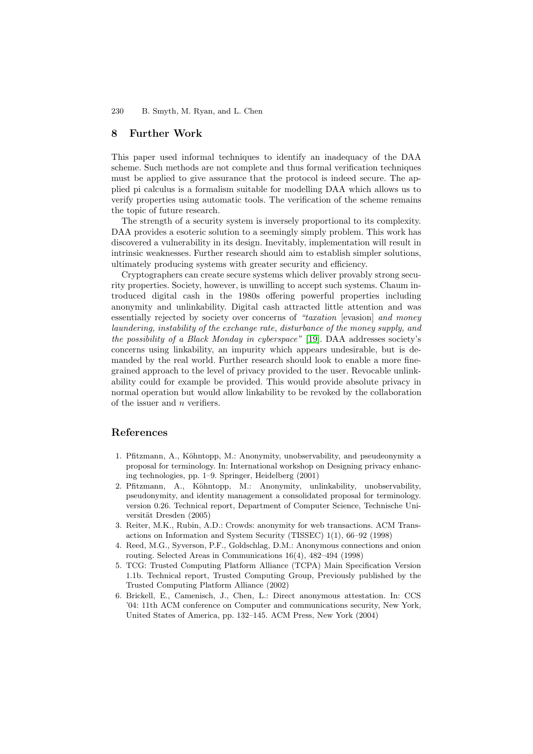## 8 Further Work

This paper used informal techniques to identify an inadequacy of the DAA scheme. Such methods are not complete and thus formal verification techniques must be applied to give assurance that the protocol is indeed secure. The applied pi calculus is a formalism suitable for modelling DAA which allows us to verify properties using automatic tools. The verification of the scheme remains the topic of future research.

The strength of a security system is inversely proportional to its complexity. DAA provides a esoteric solution to a seemingly simply problem. This work has discovered a vulnerability in its design. Inevitably, implementation will result in intrinsic weaknesses. Further research should aim to establish simpler solutions, ultimately producing systems with greater security and efficiency.

Cryptographers can create secure systems which deliver provably strong security properties. Society, however, is unwilling to accept such systems. Chaum introduced digital cash in the 1980s offering powerful properties including anonymity and unlinkability. Digital cash attracted little attention and was essentially rejected by society over concerns of *"taxation* [evasion] *and money laundering, instability of the exchange rate, disturbance of the money supply, and the possibility of a Black Monday in cyberspace"* [19]. DAA addresses society's concerns using linkability, an impurity which appears undesirable, but is demanded by the real world. Further research should look to enable a more fine-grained approach to the level of privacy provided to the user. Revocable unlinkability could for example be provided. This would provide absolute privacy in normal operation but would allow linkability to be revoked by the collaboration of the issuer and $n$ verifiers.

## References

1. Pfitzmann, A., Köhntopp, M.: Anonymity, unobservability, and pseudeonymity a proposal for terminology. In: International workshop on Designing privacy enhancing technologies, pp. 1–9. Springer, Heidelberg (2001)
2. Pfitzmann, A., Köhntopp, M.: Anonymity, unlinkability, unobservability, pseudonymity, and identity management a consolidated proposal for terminology. version 0.26. Technical report, Department of Computer Science, Technische Universität Dresden (2005)
3. Reiter, M.K., Rubin, A.D.: Crowds: anonymity for web transactions. ACM Transactions on Information and System Security (TISSEC) 1(1), 66–92 (1998)
4. Reed, M.G., Syverson, P.F., Goldschlag, D.M.: Anonymous connections and onion routing. Selected Areas in Communications 16(4), 482–494 (1998)
5. TCG: Trusted Computing Platform Alliance (TCPA) Main Specification Version 1.1b. Technical report, Trusted Computing Group, Previously published by the Trusted Computing Platform Alliance (2002)
6. Brickell, E., Camenisch, J., Chen, L.: Direct anonymous attestation. In: CCS '04: 11th ACM conference on Computer and communications security, New York, United States of America, pp. 132–145. ACM Press, New York (2004)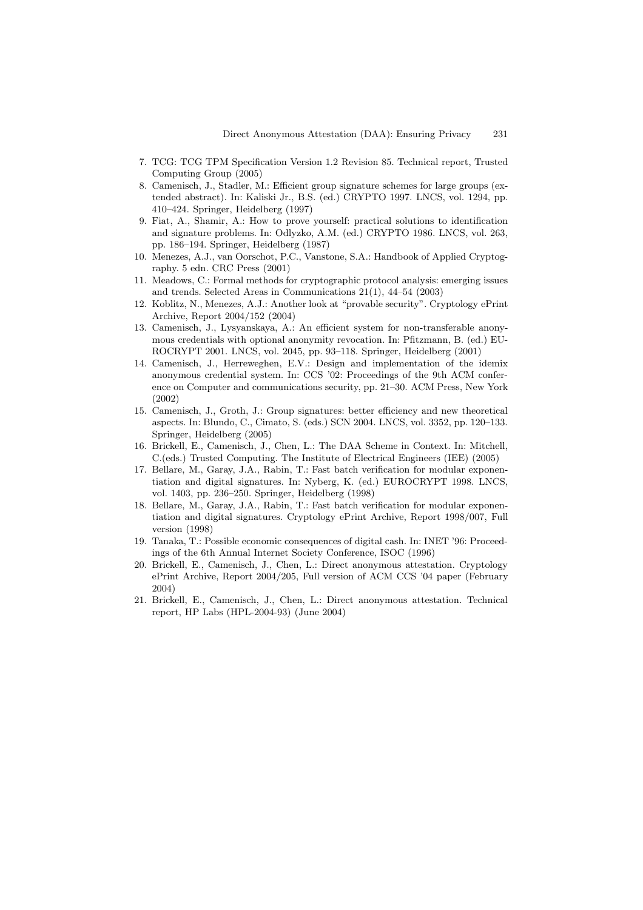7. TCG: TCG TPM Specification Version 1.2 Revision 85. Technical report, Trusted Computing Group (2005)
8. Camenisch, J., Stadler, M.: Efficient group signature schemes for large groups (extended abstract). In: Kaliski Jr., B.S. (ed.) CRYPTO 1997. LNCS, vol. 1294, pp. 410–424. Springer, Heidelberg (1997)
9. Fiat, A., Shamir, A.: How to prove yourself: practical solutions to identification and signature problems. In: Odlyzko, A.M. (ed.) CRYPTO 1986. LNCS, vol. 263, pp. 186–194. Springer, Heidelberg (1987)
10. Menezes, A.J., van Oorschot, P.C., Vanstone, S.A.: Handbook of Applied Cryptography. 5 edn. CRC Press (2001)
11. Meadows, C.: Formal methods for cryptographic protocol analysis: emerging issues and trends. Selected Areas in Communications 21(1), 44–54 (2003)
12. Koblitz, N., Menezes, A.J.: Another look at "provable security". Cryptology ePrint Archive, Report 2004/152 (2004)
13. Camenisch, J., Lysyanskaya, A.: An efficient system for non-transferable anonymous credentials with optional anonymity revocation. In: Pfitzmann, B. (ed.) EUROCRYPT 2001. LNCS, vol. 2045, pp. 93–118. Springer, Heidelberg (2001)
14. Camenisch, J., Herreweghen, E.V.: Design and implementation of the idemix anonymous credential system. In: CCS '02: Proceedings of the 9th ACM conference on Computer and communications security, pp. 21–30. ACM Press, New York (2002)
15. Camenisch, J., Groth, J.: Group signatures: better efficiency and new theoretical aspects. In: Blundo, C., Cimato, S. (eds.) SCN 2004. LNCS, vol. 3352, pp. 120–133. Springer, Heidelberg (2005)
16. Brickell, E., Camenisch, J., Chen, L.: The DAA Scheme in Context. In: Mitchell, C.(eds.) Trusted Computing. The Institute of Electrical Engineers (IEE) (2005)
17. Bellare, M., Garay, J.A., Rabin, T.: Fast batch verification for modular exponentiation and digital signatures. In: Nyberg, K. (ed.) EUROCRYPT 1998. LNCS, vol. 1403, pp. 236–250. Springer, Heidelberg (1998)
18. Bellare, M., Garay, J.A., Rabin, T.: Fast batch verification for modular exponentiation and digital signatures. Cryptology ePrint Archive, Report 1998/007, Full version (1998)
19. Tanaka, T.: Possible economic consequences of digital cash. In: INET '96: Proceedings of the 6th Annual Internet Society Conference, ISOC (1996)
20. Brickell, E., Camenisch, J., Chen, L.: Direct anonymous attestation. Cryptology ePrint Archive, Report 2004/205, Full version of ACM CCS '04 paper (February 2004)
21. Brickell, E., Camenisch, J., Chen, L.: Direct anonymous attestation. Technical report, HP Labs (HPL-2004-93) (June 2004)